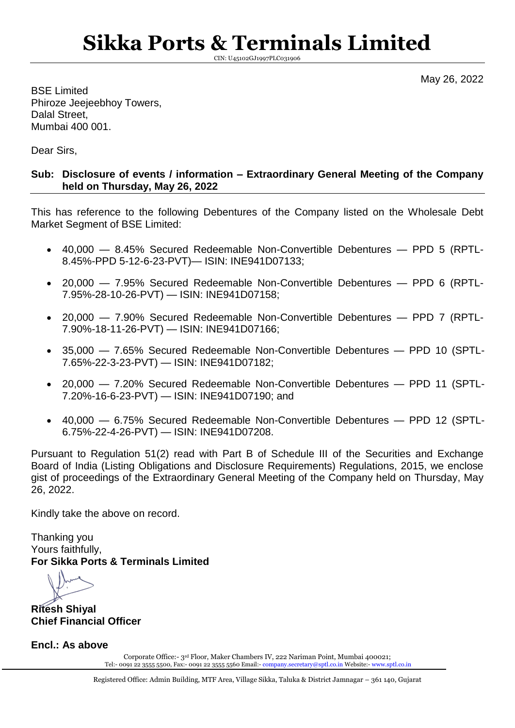# Sikka Ports & Terminals Limited

CIN: U45102GJ1997PLC031906

May 26, 2022

BSE Limited
Phiroze Jeejeebhoy Towers,
Dalal Street,
Mumbai 400 001.

Dear Sirs,

**Sub: Disclosure of events / information – Extraordinary General Meeting of the Company held on Thursday, May 26, 2022**

This has reference to the following Debentures of the Company listed on the Wholesale Debt Market Segment of BSE Limited:

- 40,000 — 8.45% Secured Redeemable Non-Convertible Debentures — PPD 5 (RPTL-8.45%-PPD 5-12-6-23-PVT)— ISIN: INE941D07133;
- 20,000 — 7.95% Secured Redeemable Non-Convertible Debentures — PPD 6 (RPTL-7.95%-28-10-26-PVT) — ISIN: INE941D07158;
- 20,000 — 7.90% Secured Redeemable Non-Convertible Debentures — PPD 7 (RPTL-7.90%-18-11-26-PVT) — ISIN: INE941D07166;
- 35,000 — 7.65% Secured Redeemable Non-Convertible Debentures — PPD 10 (SPTL-7.65%-22-3-23-PVT) — ISIN: INE941D07182;
- 20,000 — 7.20% Secured Redeemable Non-Convertible Debentures — PPD 11 (SPTL-7.20%-16-6-23-PVT) — ISIN: INE941D07190; and
- 40,000 — 6.75% Secured Redeemable Non-Convertible Debentures — PPD 12 (SPTL-6.75%-22-4-26-PVT) — ISIN: INE941D07208.

Pursuant to Regulation 51(2) read with Part B of Schedule III of the Securities and Exchange Board of India (Listing Obligations and Disclosure Requirements) Regulations, 2015, we enclose gist of proceedings of the Extraordinary General Meeting of the Company held on Thursday, May 26, 2022.

Kindly take the above on record.

Thanking you
Yours faithfully,
**For Sikka Ports & Terminals Limited**

**Ritesh Shiyal**
**Chief Financial Officer**

**Encl.: As above**

Corporate Office:- 3rd Floor, Maker Chambers IV, 222 Nariman Point, Mumbai 400021;
Tel:- 0091 22 3555 5500, Fax:- 0091 22 3555 5560 Email:- company.secretary@sptl.co.in Website:- www.sptl.co.in

Registered Office: Admin Building, MTF Area, Village Sikka, Taluka & District Jamnagar – 361 140, Gujarat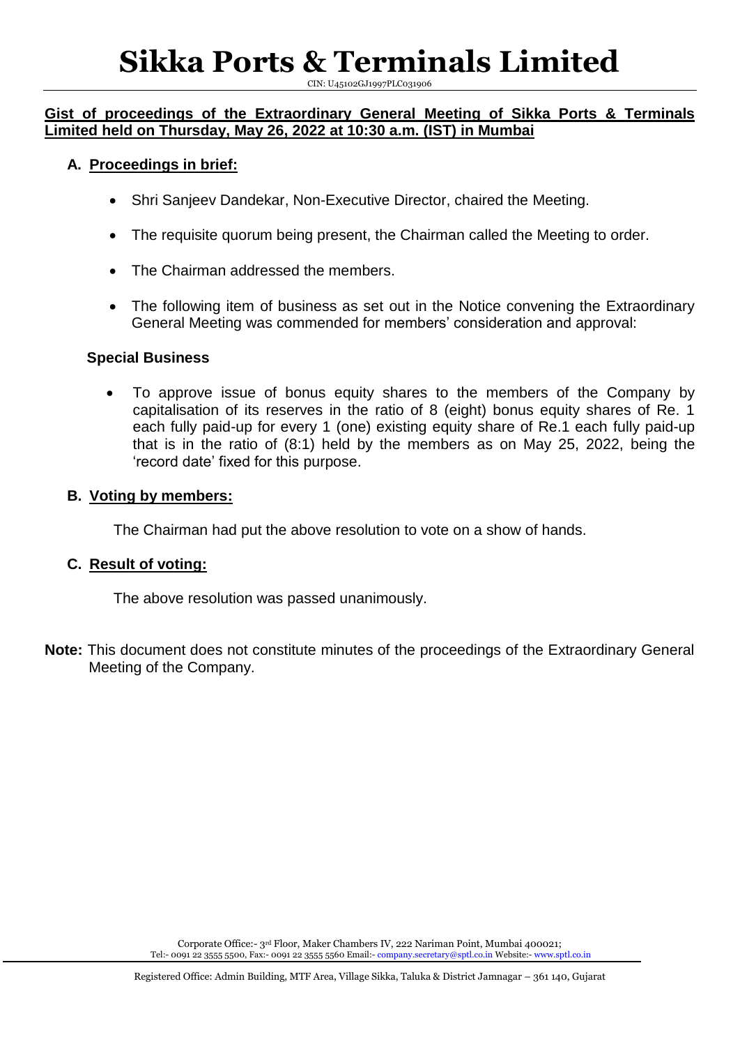# Sikka Ports & Terminals Limited

CIN: U45102GJ1997PLC031906

**Gist of proceedings of the Extraordinary General Meeting of Sikka Ports & Terminals Limited held on Thursday, May 26, 2022 at 10:30 a.m. (IST) in Mumbai**

## A. Proceedings in brief:

- Shri Sanjeev Dandekar, Non-Executive Director, chaired the Meeting.
- The requisite quorum being present, the Chairman called the Meeting to order.
- The Chairman addressed the members.
- The following item of business as set out in the Notice convening the Extraordinary General Meeting was commended for members' consideration and approval:

**Special Business**

- To approve issue of bonus equity shares to the members of the Company by capitalisation of its reserves in the ratio of 8 (eight) bonus equity shares of Re. 1 each fully paid-up for every 1 (one) existing equity share of Re.1 each fully paid-up that is in the ratio of (8:1) held by the members as on May 25, 2022, being the 'record date' fixed for this purpose.

## B. Voting by members:

The Chairman had put the above resolution to vote on a show of hands.

## C. Result of voting:

The above resolution was passed unanimously.

**Note:** This document does not constitute minutes of the proceedings of the Extraordinary General Meeting of the Company.

Corporate Office:- 3rd Floor, Maker Chambers IV, 222 Nariman Point, Mumbai 400021;
Tel:- 0091 22 3555 5500, Fax:- 0091 22 3555 5560 Email:- company.secretary@sptl.co.in Website:- www.sptl.co.in

Registered Office: Admin Building, MTF Area, Village Sikka, Taluka & District Jamnagar – 361 140, Gujarat